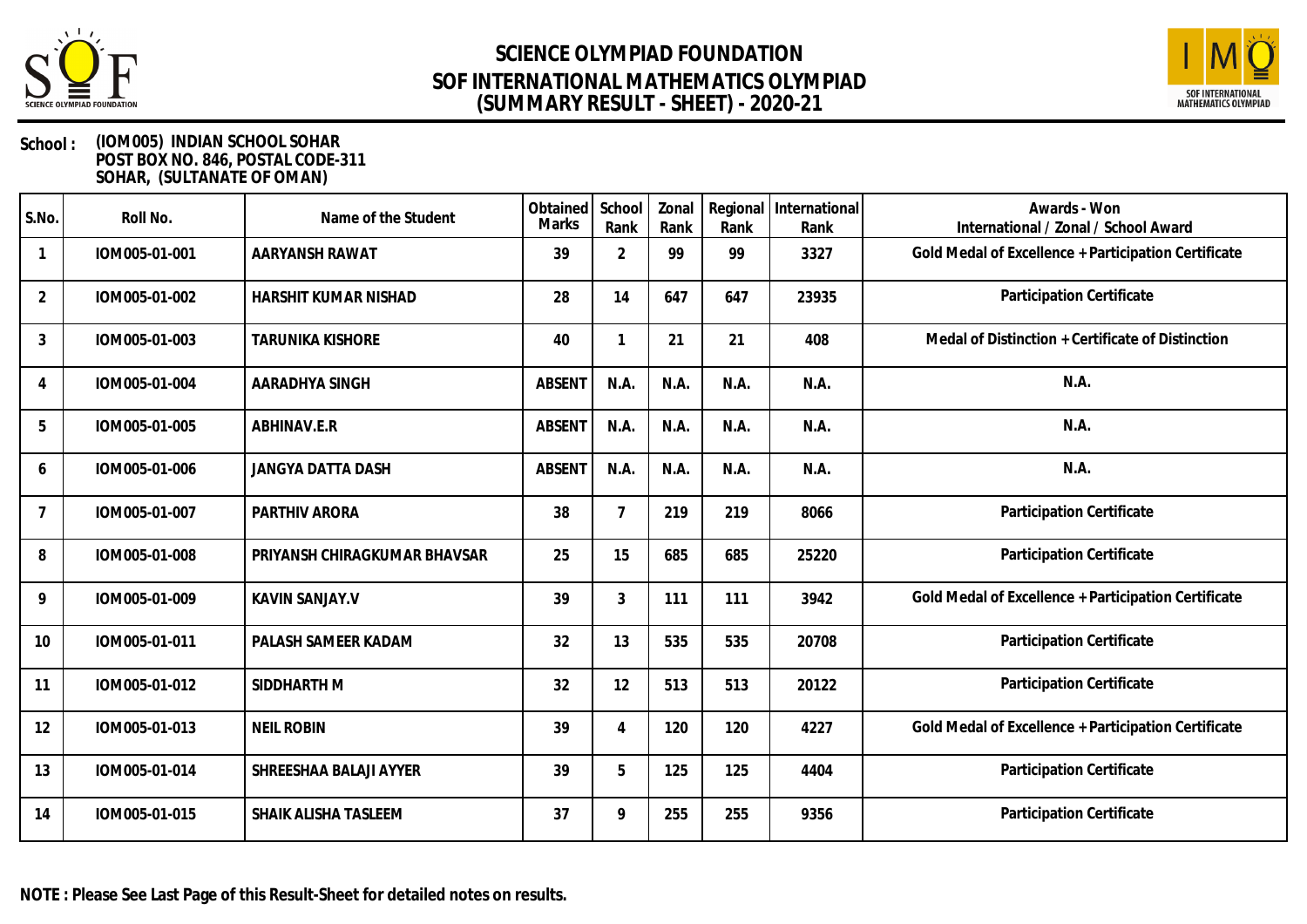# SCIENCE OLYMPIAD FOUNDATION
## SOF INTERNATIONAL MATHEMATICS OLYMPIAD
## (SUMMARY RESULT - SHEET) - 2020-21

**School :** (IOM005) INDIAN SCHOOL SOHAR
POST BOX NO. 846, POSTAL CODE-311
SOHAR, (SULTANATE OF OMAN)

| S.No. | Roll No. | Name of the Student | Obtained Marks | School Rank | Zonal Rank | Regional Rank | International Rank | Awards - Won International / Zonal / School Award |
|---|---|---|---|---|---|---|---|---|
| 1 | IOM005-01-001 | AARYANSH RAWAT | 39 | 2 | 99 | 99 | 3327 | Gold Medal of Excellence + Participation Certificate |
| 2 | IOM005-01-002 | HARSHIT KUMAR NISHAD | 28 | 14 | 647 | 647 | 23935 | Participation Certificate |
| 3 | IOM005-01-003 | TARUNIKA KISHORE | 40 | 1 | 21 | 21 | 408 | Medal of Distinction + Certificate of Distinction |
| 4 | IOM005-01-004 | AARADHYA SINGH | ABSENT | N.A. | N.A. | N.A. | N.A. | N.A. |
| 5 | IOM005-01-005 | ABHINAV.E.R | ABSENT | N.A. | N.A. | N.A. | N.A. | N.A. |
| 6 | IOM005-01-006 | JANGYA DATTA DASH | ABSENT | N.A. | N.A. | N.A. | N.A. | N.A. |
| 7 | IOM005-01-007 | PARTHIV ARORA | 38 | 7 | 219 | 219 | 8066 | Participation Certificate |
| 8 | IOM005-01-008 | PRIYANSH CHIRAGKUMAR BHAVSAR | 25 | 15 | 685 | 685 | 25220 | Participation Certificate |
| 9 | IOM005-01-009 | KAVIN SANJAY.V | 39 | 3 | 111 | 111 | 3942 | Gold Medal of Excellence + Participation Certificate |
| 10 | IOM005-01-011 | PALASH SAMEER KADAM | 32 | 13 | 535 | 535 | 20708 | Participation Certificate |
| 11 | IOM005-01-012 | SIDDHARTH M | 32 | 12 | 513 | 513 | 20122 | Participation Certificate |
| 12 | IOM005-01-013 | NEIL ROBIN | 39 | 4 | 120 | 120 | 4227 | Gold Medal of Excellence + Participation Certificate |
| 13 | IOM005-01-014 | SHREESHAA BALAJI AYYER | 39 | 5 | 125 | 125 | 4404 | Participation Certificate |
| 14 | IOM005-01-015 | SHAIK ALISHA TASLEEM | 37 | 9 | 255 | 255 | 9356 | Participation Certificate |

**NOTE : Please See Last Page of this Result-Sheet for detailed notes on results.**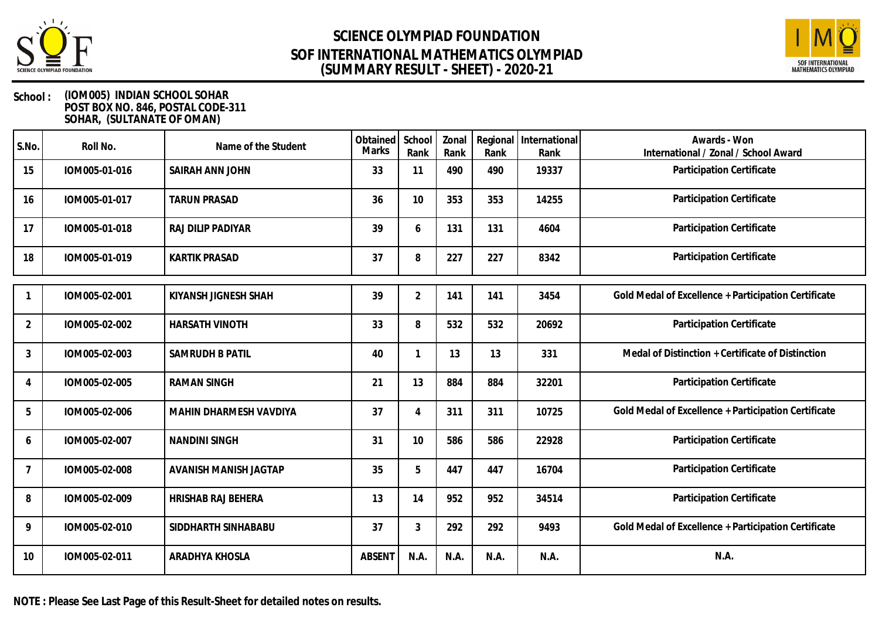# SCIENCE OLYMPIAD FOUNDATION
## SOF INTERNATIONAL MATHEMATICS OLYMPIAD
## (SUMMARY RESULT - SHEET) - 2020-21

**School :** (IOM005) INDIAN SCHOOL SOHAR
POST BOX NO. 846, POSTAL CODE-311
SOHAR, (SULTANATE OF OMAN)

| S.No. | Roll No. | Name of the Student | Obtained Marks | School Rank | Zonal Rank | Regional Rank | International Rank | Awards - Won International / Zonal / School Award |
|---|---|---|---|---|---|---|---|---|
| 15 | IOM005-01-016 | SAIRAH ANN JOHN | 33 | 11 | 490 | 490 | 19337 | Participation Certificate |
| 16 | IOM005-01-017 | TARUN PRASAD | 36 | 10 | 353 | 353 | 14255 | Participation Certificate |
| 17 | IOM005-01-018 | RAJ DILIP PADIYAR | 39 | 6 | 131 | 131 | 4604 | Participation Certificate |
| 18 | IOM005-01-019 | KARTIK PRASAD | 37 | 8 | 227 | 227 | 8342 | Participation Certificate |

| S.No. | Roll No. | Name of the Student | Obtained Marks | School Rank | Zonal Rank | Regional Rank | International Rank | Awards - Won International / Zonal / School Award |
|---|---|---|---|---|---|---|---|---|
| 1 | IOM005-02-001 | KIYANSH JIGNESH SHAH | 39 | 2 | 141 | 141 | 3454 | Gold Medal of Excellence + Participation Certificate |
| 2 | IOM005-02-002 | HARSATH VINOTH | 33 | 8 | 532 | 532 | 20692 | Participation Certificate |
| 3 | IOM005-02-003 | SAMRUDH B PATIL | 40 | 1 | 13 | 13 | 331 | Medal of Distinction + Certificate of Distinction |
| 4 | IOM005-02-005 | RAMAN SINGH | 21 | 13 | 884 | 884 | 32201 | Participation Certificate |
| 5 | IOM005-02-006 | MAHIN DHARMESH VAVDIYA | 37 | 4 | 311 | 311 | 10725 | Gold Medal of Excellence + Participation Certificate |
| 6 | IOM005-02-007 | NANDINI SINGH | 31 | 10 | 586 | 586 | 22928 | Participation Certificate |
| 7 | IOM005-02-008 | AVANISH MANISH JAGTAP | 35 | 5 | 447 | 447 | 16704 | Participation Certificate |
| 8 | IOM005-02-009 | HRISHAB RAJ BEHERA | 13 | 14 | 952 | 952 | 34514 | Participation Certificate |
| 9 | IOM005-02-010 | SIDDHARTH SINHABABU | 37 | 3 | 292 | 292 | 9493 | Gold Medal of Excellence + Participation Certificate |
| 10 | IOM005-02-011 | ARADHYA KHOSLA | ABSENT | N.A. | N.A. | N.A. | N.A. | N.A. |

**NOTE : Please See Last Page of this Result-Sheet for detailed notes on results.**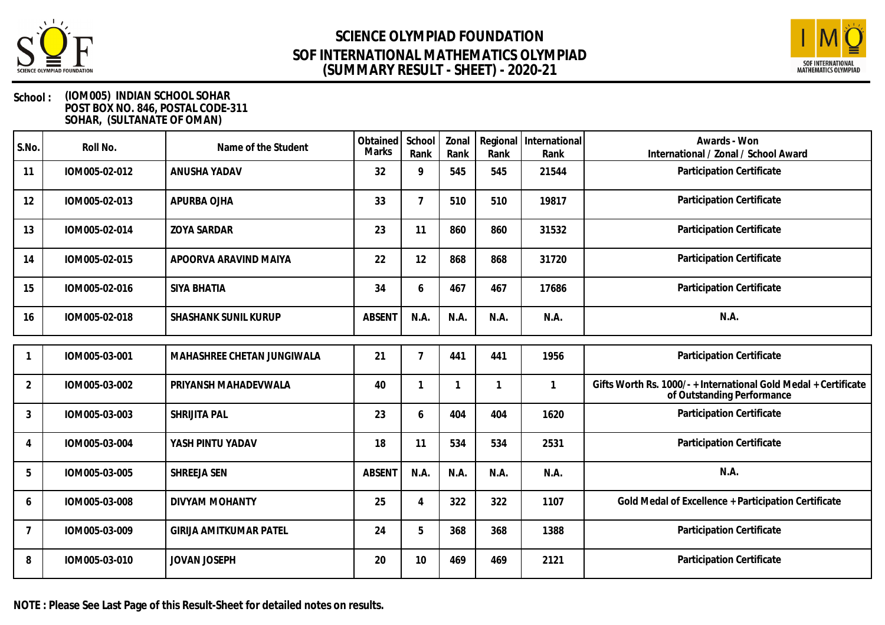# SCIENCE OLYMPIAD FOUNDATION
# SOF INTERNATIONAL MATHEMATICS OLYMPIAD
# (SUMMARY RESULT - SHEET) - 2020-21

**School :** (IOM005) INDIAN SCHOOL SOHAR
POST BOX NO. 846, POSTAL CODE-311
SOHAR, (SULTANATE OF OMAN)

| S.No. | Roll No. | Name of the Student | Obtained Marks | School Rank | Zonal Rank | Regional Rank | International Rank | Awards - Won International / Zonal / School Award |
|---|---|---|---|---|---|---|---|---|
| 11 | IOM005-02-012 | ANUSHA YADAV | 32 | 9 | 545 | 545 | 21544 | Participation Certificate |
| 12 | IOM005-02-013 | APURBA OJHA | 33 | 7 | 510 | 510 | 19817 | Participation Certificate |
| 13 | IOM005-02-014 | ZOYA SARDAR | 23 | 11 | 860 | 860 | 31532 | Participation Certificate |
| 14 | IOM005-02-015 | APOORVA ARAVIND MAIYA | 22 | 12 | 868 | 868 | 31720 | Participation Certificate |
| 15 | IOM005-02-016 | SIYA BHATIA | 34 | 6 | 467 | 467 | 17686 | Participation Certificate |
| 16 | IOM005-02-018 | SHASHANK SUNIL KURUP | ABSENT | N.A. | N.A. | N.A. | N.A. | N.A. |
| 1 | IOM005-03-001 | MAHASHREE CHETAN JUNGIWALA | 21 | 7 | 441 | 441 | 1956 | Participation Certificate |
| 2 | IOM005-03-002 | PRIYANSH MAHADEVWALA | 40 | 1 | 1 | 1 | 1 | Gifts Worth Rs. 1000/- + International Gold Medal + Certificate of Outstanding Performance |
| 3 | IOM005-03-003 | SHRIJITA PAL | 23 | 6 | 404 | 404 | 1620 | Participation Certificate |
| 4 | IOM005-03-004 | YASH PINTU YADAV | 18 | 11 | 534 | 534 | 2531 | Participation Certificate |
| 5 | IOM005-03-005 | SHREEJA SEN | ABSENT | N.A. | N.A. | N.A. | N.A. | N.A. |
| 6 | IOM005-03-008 | DIVYAM MOHANTY | 25 | 4 | 322 | 322 | 1107 | Gold Medal of Excellence + Participation Certificate |
| 7 | IOM005-03-009 | GIRIJA AMITKUMAR PATEL | 24 | 5 | 368 | 368 | 1388 | Participation Certificate |
| 8 | IOM005-03-010 | JOVAN JOSEPH | 20 | 10 | 469 | 469 | 2121 | Participation Certificate |

**NOTE : Please See Last Page of this Result-Sheet for detailed notes on results.**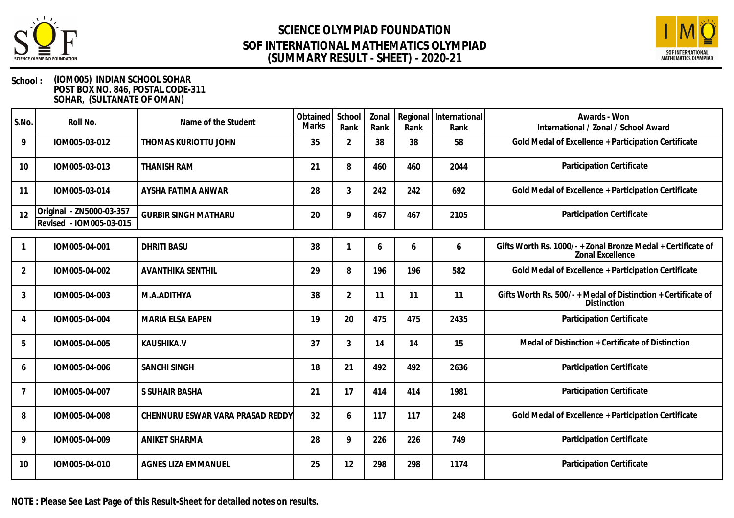# SCIENCE OLYMPIAD FOUNDATION
# SOF INTERNATIONAL MATHEMATICS OLYMPIAD
# (SUMMARY RESULT - SHEET) - 2020-21

**School :** (IOM005) INDIAN SCHOOL SOHAR
POST BOX NO. 846, POSTAL CODE-311
SOHAR, (SULTANATE OF OMAN)

| S.No. | Roll No. | Name of the Student | Obtained Marks | School Rank | Zonal Rank | Regional Rank | International Rank | Awards - Won International / Zonal / School Award |
|---|---|---|---|---|---|---|---|---|
| 9 | IOM005-03-012 | THOMAS KURIOTTU JOHN | 35 | 2 | 38 | 38 | 58 | Gold Medal of Excellence + Participation Certificate |
| 10 | IOM005-03-013 | THANISH RAM | 21 | 8 | 460 | 460 | 2044 | Participation Certificate |
| 11 | IOM005-03-014 | AYSHA FATIMA ANWAR | 28 | 3 | 242 | 242 | 692 | Gold Medal of Excellence + Participation Certificate |
| 12 | Original - ZN5000-03-357 Revised - IOM005-03-015 | GURBIR SINGH MATHARU | 20 | 9 | 467 | 467 | 2105 | Participation Certificate |

| S.No. | Roll No. | Name of the Student | Obtained Marks | School Rank | Zonal Rank | Regional Rank | International Rank | Awards - Won International / Zonal / School Award |
|---|---|---|---|---|---|---|---|---|
| 1 | IOM005-04-001 | DHRITI BASU | 38 | 1 | 6 | 6 | 6 | Gifts Worth Rs. 1000/- + Zonal Bronze Medal + Certificate of Zonal Excellence |
| 2 | IOM005-04-002 | AVANTHIKA SENTHIL | 29 | 8 | 196 | 196 | 582 | Gold Medal of Excellence + Participation Certificate |
| 3 | IOM005-04-003 | M.A.ADITHYA | 38 | 2 | 11 | 11 | 11 | Gifts Worth Rs. 500/- + Medal of Distinction + Certificate of Distinction |
| 4 | IOM005-04-004 | MARIA ELSA EAPEN | 19 | 20 | 475 | 475 | 2435 | Participation Certificate |
| 5 | IOM005-04-005 | KAUSHIKA.V | 37 | 3 | 14 | 14 | 15 | Medal of Distinction + Certificate of Distinction |
| 6 | IOM005-04-006 | SANCHI SINGH | 18 | 21 | 492 | 492 | 2636 | Participation Certificate |
| 7 | IOM005-04-007 | S SUHAIR BASHA | 21 | 17 | 414 | 414 | 1981 | Participation Certificate |
| 8 | IOM005-04-008 | CHENNURU ESWAR VARA PRASAD REDDY | 32 | 6 | 117 | 117 | 248 | Gold Medal of Excellence + Participation Certificate |
| 9 | IOM005-04-009 | ANIKET SHARMA | 28 | 9 | 226 | 226 | 749 | Participation Certificate |
| 10 | IOM005-04-010 | AGNES LIZA EMMANUEL | 25 | 12 | 298 | 298 | 1174 | Participation Certificate |

**NOTE : Please See Last Page of this Result-Sheet for detailed notes on results.**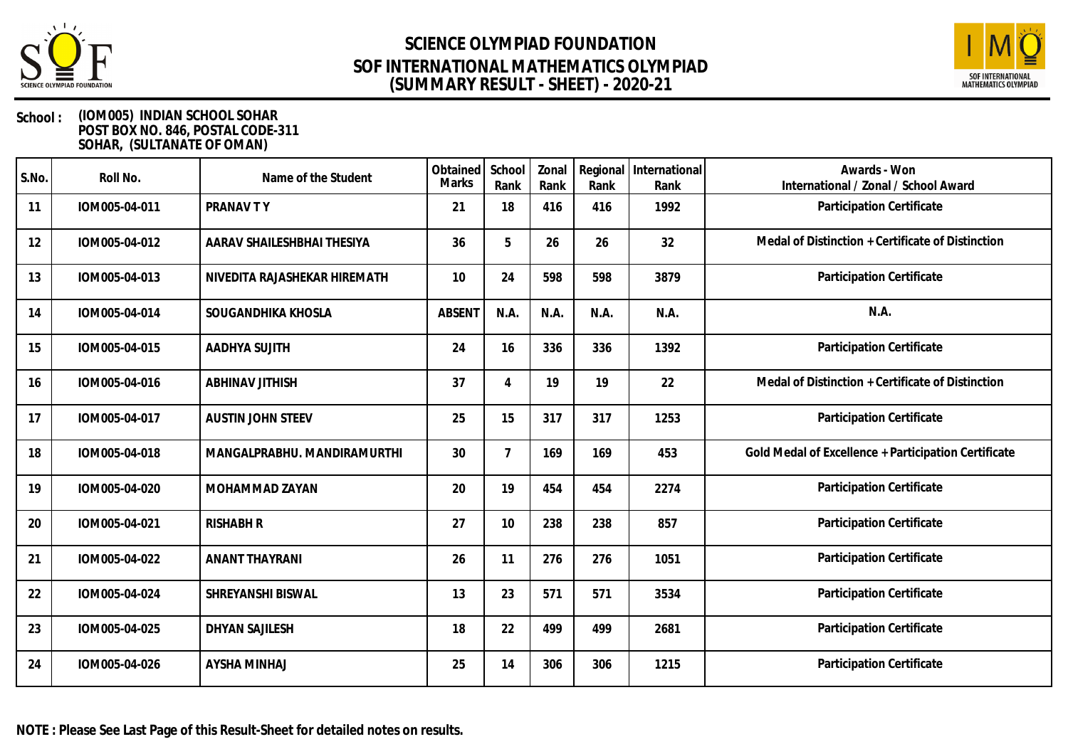# SCIENCE OLYMPIAD FOUNDATION
# SOF INTERNATIONAL MATHEMATICS OLYMPIAD
# (SUMMARY RESULT - SHEET) - 2020-21

**School :** **(IOM005) INDIAN SCHOOL SOHAR**
**POST BOX NO. 846, POSTAL CODE-311**
**SOHAR, (SULTANATE OF OMAN)**

| S.No. | Roll No. | Name of the Student | Obtained Marks | School Rank | Zonal Rank | Regional Rank | International Rank | Awards - Won International / Zonal / School Award |
|---|---|---|---|---|---|---|---|---|
| 11 | IOM005-04-011 | PRANAV T Y | 21 | 18 | 416 | 416 | 1992 | Participation Certificate |
| 12 | IOM005-04-012 | AARAV SHAILESHBHAI THESIYA | 36 | 5 | 26 | 26 | 32 | Medal of Distinction + Certificate of Distinction |
| 13 | IOM005-04-013 | NIVEDITA RAJASHEKAR HIREMATH | 10 | 24 | 598 | 598 | 3879 | Participation Certificate |
| 14 | IOM005-04-014 | SOUGANDHIKA KHOSLA | ABSENT | N.A. | N.A. | N.A. | N.A. | N.A. |
| 15 | IOM005-04-015 | AADHYA SUJITH | 24 | 16 | 336 | 336 | 1392 | Participation Certificate |
| 16 | IOM005-04-016 | ABHINAV JITHISH | 37 | 4 | 19 | 19 | 22 | Medal of Distinction + Certificate of Distinction |
| 17 | IOM005-04-017 | AUSTIN JOHN STEEV | 25 | 15 | 317 | 317 | 1253 | Participation Certificate |
| 18 | IOM005-04-018 | MANGALPRABHU. MANDIRAMURTHI | 30 | 7 | 169 | 169 | 453 | Gold Medal of Excellence + Participation Certificate |
| 19 | IOM005-04-020 | MOHAMMAD ZAYAN | 20 | 19 | 454 | 454 | 2274 | Participation Certificate |
| 20 | IOM005-04-021 | RISHABH R | 27 | 10 | 238 | 238 | 857 | Participation Certificate |
| 21 | IOM005-04-022 | ANANT THAYRANI | 26 | 11 | 276 | 276 | 1051 | Participation Certificate |
| 22 | IOM005-04-024 | SHREYANSHI BISWAL | 13 | 23 | 571 | 571 | 3534 | Participation Certificate |
| 23 | IOM005-04-025 | DHYAN SAJILESH | 18 | 22 | 499 | 499 | 2681 | Participation Certificate |
| 24 | IOM005-04-026 | AYSHA MINHAJ | 25 | 14 | 306 | 306 | 1215 | Participation Certificate |

**NOTE : Please See Last Page of this Result-Sheet for detailed notes on results.**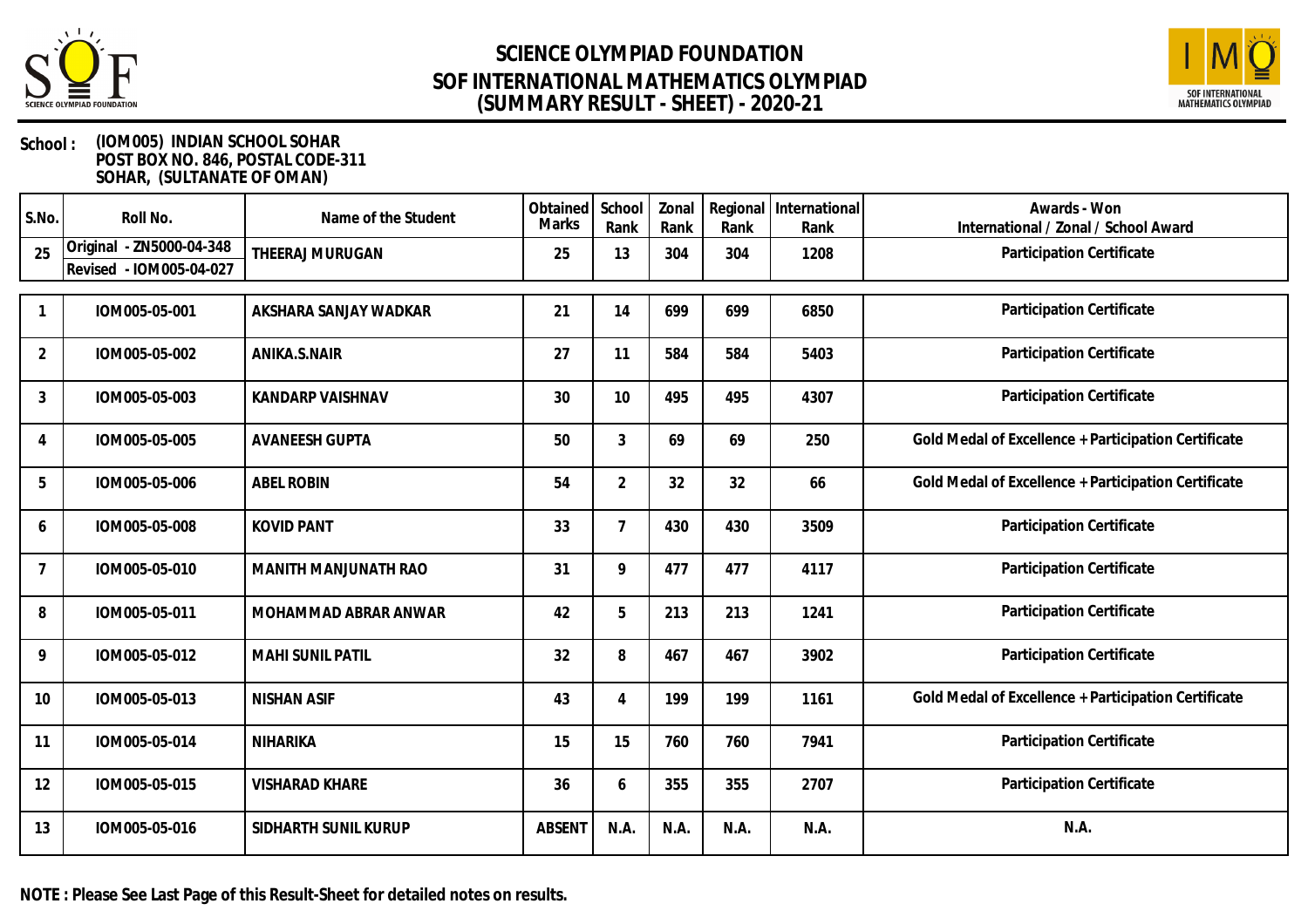# SCIENCE OLYMPIAD FOUNDATION
# SOF INTERNATIONAL MATHEMATICS OLYMPIAD
# (SUMMARY RESULT - SHEET) - 2020-21

**School :** (IOM005) INDIAN SCHOOL SOHAR
POST BOX NO. 846, POSTAL CODE-311
SOHAR, (SULTANATE OF OMAN)

| S.No. | Roll No. | Name of the Student | Obtained Marks | School Rank | Zonal Rank | Regional Rank | International Rank | Awards - Won International / Zonal / School Award |
|---|---|---|---|---|---|---|---|---|
| 25 | Original - ZN5000-04-348<br>Revised - IOM005-04-027 | THEERAJ MURUGAN | 25 | 13 | 304 | 304 | 1208 | Participation Certificate |
| 1 | IOM005-05-001 | AKSHARA SANJAY WADKAR | 21 | 14 | 699 | 699 | 6850 | Participation Certificate |
| 2 | IOM005-05-002 | ANIKA.S.NAIR | 27 | 11 | 584 | 584 | 5403 | Participation Certificate |
| 3 | IOM005-05-003 | KANDARP VAISHNAV | 30 | 10 | 495 | 495 | 4307 | Participation Certificate |
| 4 | IOM005-05-005 | AVANEESH GUPTA | 50 | 3 | 69 | 69 | 250 | Gold Medal of Excellence + Participation Certificate |
| 5 | IOM005-05-006 | ABEL ROBIN | 54 | 2 | 32 | 32 | 66 | Gold Medal of Excellence + Participation Certificate |
| 6 | IOM005-05-008 | KOVID PANT | 33 | 7 | 430 | 430 | 3509 | Participation Certificate |
| 7 | IOM005-05-010 | MANITH MANJUNATH RAO | 31 | 9 | 477 | 477 | 4117 | Participation Certificate |
| 8 | IOM005-05-011 | MOHAMMAD ABRAR ANWAR | 42 | 5 | 213 | 213 | 1241 | Participation Certificate |
| 9 | IOM005-05-012 | MAHI SUNIL PATIL | 32 | 8 | 467 | 467 | 3902 | Participation Certificate |
| 10 | IOM005-05-013 | NISHAN ASIF | 43 | 4 | 199 | 199 | 1161 | Gold Medal of Excellence + Participation Certificate |
| 11 | IOM005-05-014 | NIHARIKA | 15 | 15 | 760 | 760 | 7941 | Participation Certificate |
| 12 | IOM005-05-015 | VISHARAD KHARE | 36 | 6 | 355 | 355 | 2707 | Participation Certificate |
| 13 | IOM005-05-016 | SIDHARTH SUNIL KURUP | ABSENT | N.A. | N.A. | N.A. | N.A. | N.A. |

**NOTE : Please See Last Page of this Result-Sheet for detailed notes on results.**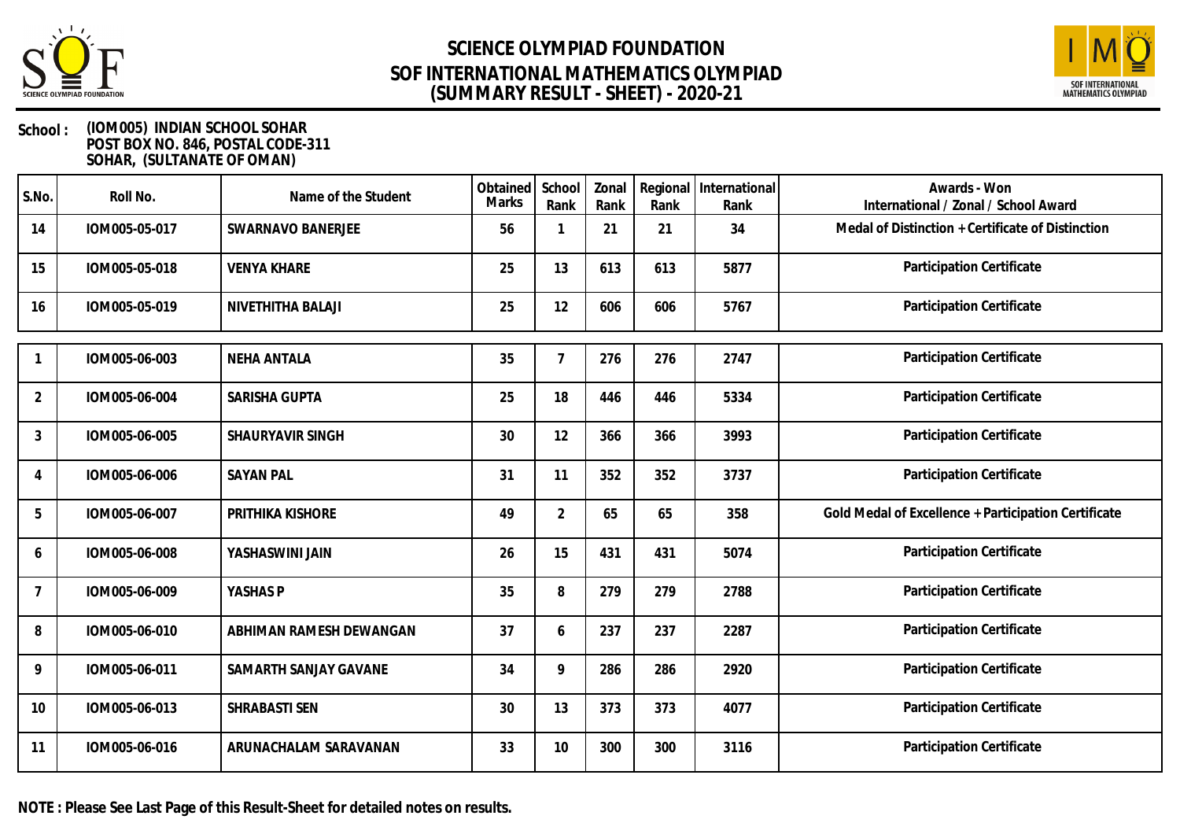# SCIENCE OLYMPIAD FOUNDATION
## SOF INTERNATIONAL MATHEMATICS OLYMPIAD
## (SUMMARY RESULT - SHEET) - 2020-21

**School :** (IOM005) INDIAN SCHOOL SOHAR
POST BOX NO. 846, POSTAL CODE-311
SOHAR, (SULTANATE OF OMAN)

| S.No. | Roll No. | Name of the Student | Obtained Marks | School Rank | Zonal Rank | Regional Rank | International Rank | Awards - Won International / Zonal / School Award |
|---|---|---|---|---|---|---|---|---|
| 14 | IOM005-05-017 | SWARNAVO BANERJEE | 56 | 1 | 21 | 21 | 34 | Medal of Distinction + Certificate of Distinction |
| 15 | IOM005-05-018 | VENYA KHARE | 25 | 13 | 613 | 613 | 5877 | Participation Certificate |
| 16 | IOM005-05-019 | NIVETHITHA BALAJI | 25 | 12 | 606 | 606 | 5767 | Participation Certificate |

| S.No. | Roll No. | Name of the Student | Obtained Marks | School Rank | Zonal Rank | Regional Rank | International Rank | Awards - Won International / Zonal / School Award |
|---|---|---|---|---|---|---|---|---|
| 1 | IOM005-06-003 | NEHA ANTALA | 35 | 7 | 276 | 276 | 2747 | Participation Certificate |
| 2 | IOM005-06-004 | SARISHA GUPTA | 25 | 18 | 446 | 446 | 5334 | Participation Certificate |
| 3 | IOM005-06-005 | SHAURYAVIR SINGH | 30 | 12 | 366 | 366 | 3993 | Participation Certificate |
| 4 | IOM005-06-006 | SAYAN PAL | 31 | 11 | 352 | 352 | 3737 | Participation Certificate |
| 5 | IOM005-06-007 | PRITHIKA KISHORE | 49 | 2 | 65 | 65 | 358 | Gold Medal of Excellence + Participation Certificate |
| 6 | IOM005-06-008 | YASHASWINI JAIN | 26 | 15 | 431 | 431 | 5074 | Participation Certificate |
| 7 | IOM005-06-009 | YASHAS P | 35 | 8 | 279 | 279 | 2788 | Participation Certificate |
| 8 | IOM005-06-010 | ABHIMAN RAMESH DEWANGAN | 37 | 6 | 237 | 237 | 2287 | Participation Certificate |
| 9 | IOM005-06-011 | SAMARTH SANJAY GAVANE | 34 | 9 | 286 | 286 | 2920 | Participation Certificate |
| 10 | IOM005-06-013 | SHRABASTI SEN | 30 | 13 | 373 | 373 | 4077 | Participation Certificate |
| 11 | IOM005-06-016 | ARUNACHALAM SARAVANAN | 33 | 10 | 300 | 300 | 3116 | Participation Certificate |

**NOTE : Please See Last Page of this Result-Sheet for detailed notes on results.**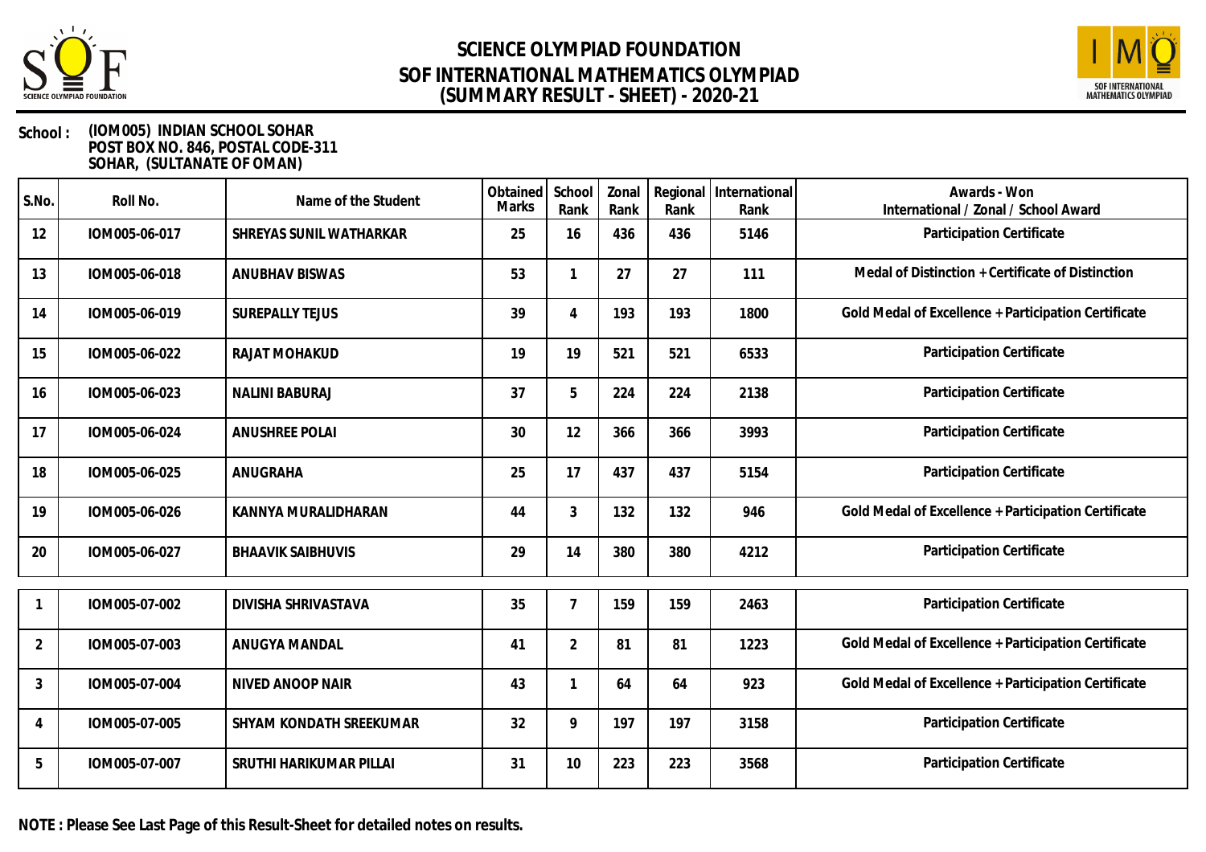# SCIENCE OLYMPIAD FOUNDATION
## SOF INTERNATIONAL MATHEMATICS OLYMPIAD
## (SUMMARY RESULT - SHEET) - 2020-21

**School :** (IOM005) INDIAN SCHOOL SOHAR
POST BOX NO. 846, POSTAL CODE-311
SOHAR, (SULTANATE OF OMAN)

| S.No. | Roll No. | Name of the Student | Obtained Marks | School Rank | Zonal Rank | Regional Rank | International Rank | Awards - Won International / Zonal / School Award |
|---|---|---|---|---|---|---|---|---|
| 12 | IOM005-06-017 | SHREYAS SUNIL WATHARKAR | 25 | 16 | 436 | 436 | 5146 | Participation Certificate |
| 13 | IOM005-06-018 | ANUBHAV BISWAS | 53 | 1 | 27 | 27 | 111 | Medal of Distinction + Certificate of Distinction |
| 14 | IOM005-06-019 | SUREPALLY TEJUS | 39 | 4 | 193 | 193 | 1800 | Gold Medal of Excellence + Participation Certificate |
| 15 | IOM005-06-022 | RAJAT MOHAKUD | 19 | 19 | 521 | 521 | 6533 | Participation Certificate |
| 16 | IOM005-06-023 | NALINI BABURAJ | 37 | 5 | 224 | 224 | 2138 | Participation Certificate |
| 17 | IOM005-06-024 | ANUSHREE POLAI | 30 | 12 | 366 | 366 | 3993 | Participation Certificate |
| 18 | IOM005-06-025 | ANUGRAHA | 25 | 17 | 437 | 437 | 5154 | Participation Certificate |
| 19 | IOM005-06-026 | KANNYA MURALIDHARAN | 44 | 3 | 132 | 132 | 946 | Gold Medal of Excellence + Participation Certificate |
| 20 | IOM005-06-027 | BHAAVIK SAIBHUVIS | 29 | 14 | 380 | 380 | 4212 | Participation Certificate |
| 1 | IOM005-07-002 | DIVISHA SHRIVASTAVA | 35 | 7 | 159 | 159 | 2463 | Participation Certificate |
| 2 | IOM005-07-003 | ANUGYA MANDAL | 41 | 2 | 81 | 81 | 1223 | Gold Medal of Excellence + Participation Certificate |
| 3 | IOM005-07-004 | NIVED ANOOP NAIR | 43 | 1 | 64 | 64 | 923 | Gold Medal of Excellence + Participation Certificate |
| 4 | IOM005-07-005 | SHYAM KONDATH SREEKUMAR | 32 | 9 | 197 | 197 | 3158 | Participation Certificate |
| 5 | IOM005-07-007 | SRUTHI HARIKUMAR PILLAI | 31 | 10 | 223 | 223 | 3568 | Participation Certificate |

**NOTE : Please See Last Page of this Result-Sheet for detailed notes on results.**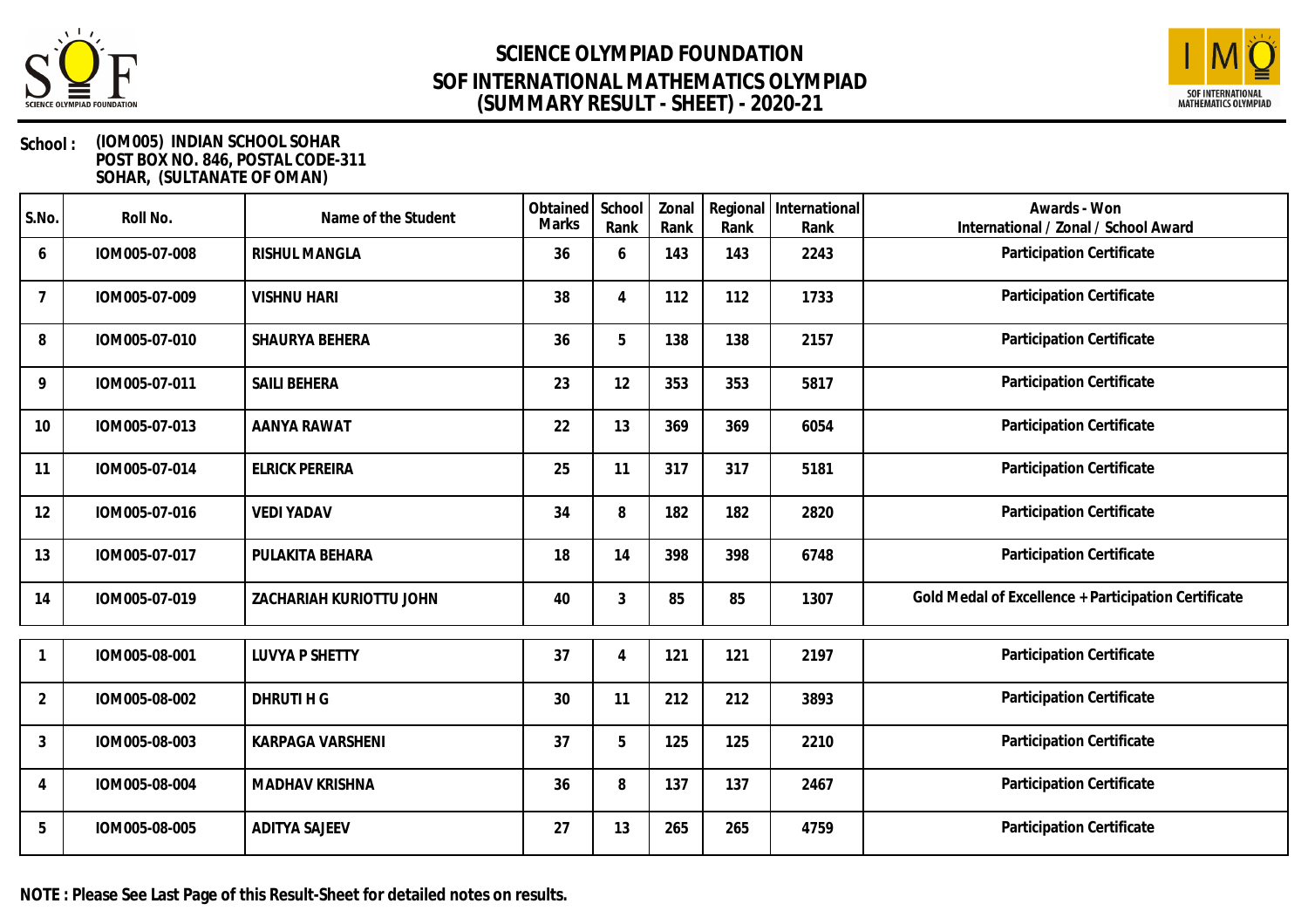# SCIENCE OLYMPIAD FOUNDATION
## SOF INTERNATIONAL MATHEMATICS OLYMPIAD
## (SUMMARY RESULT - SHEET) - 2020-21

**School :** **(IOM005) INDIAN SCHOOL SOHAR**
**POST BOX NO. 846, POSTAL CODE-311**
**SOHAR, (SULTANATE OF OMAN)**

| S.No. | Roll No. | Name of the Student | Obtained Marks | School Rank | Zonal Rank | Regional Rank | International Rank | Awards - Won International / Zonal / School Award |
|---|---|---|---|---|---|---|---|---|
| 6 | IOM005-07-008 | RISHUL MANGLA | 36 | 6 | 143 | 143 | 2243 | Participation Certificate |
| 7 | IOM005-07-009 | VISHNU HARI | 38 | 4 | 112 | 112 | 1733 | Participation Certificate |
| 8 | IOM005-07-010 | SHAURYA BEHERA | 36 | 5 | 138 | 138 | 2157 | Participation Certificate |
| 9 | IOM005-07-011 | SAILI BEHERA | 23 | 12 | 353 | 353 | 5817 | Participation Certificate |
| 10 | IOM005-07-013 | AANYA RAWAT | 22 | 13 | 369 | 369 | 6054 | Participation Certificate |
| 11 | IOM005-07-014 | ELRICK PEREIRA | 25 | 11 | 317 | 317 | 5181 | Participation Certificate |
| 12 | IOM005-07-016 | VEDI YADAV | 34 | 8 | 182 | 182 | 2820 | Participation Certificate |
| 13 | IOM005-07-017 | PULAKITA BEHARA | 18 | 14 | 398 | 398 | 6748 | Participation Certificate |
| 14 | IOM005-07-019 | ZACHARIAH KURIOTTU JOHN | 40 | 3 | 85 | 85 | 1307 | Gold Medal of Excellence + Participation Certificate |
| 1 | IOM005-08-001 | LUVYA P SHETTY | 37 | 4 | 121 | 121 | 2197 | Participation Certificate |
| 2 | IOM005-08-002 | DHRUTI H G | 30 | 11 | 212 | 212 | 3893 | Participation Certificate |
| 3 | IOM005-08-003 | KARPAGA VARSHENI | 37 | 5 | 125 | 125 | 2210 | Participation Certificate |
| 4 | IOM005-08-004 | MADHAV KRISHNA | 36 | 8 | 137 | 137 | 2467 | Participation Certificate |
| 5 | IOM005-08-005 | ADITYA SAJEEV | 27 | 13 | 265 | 265 | 4759 | Participation Certificate |

**NOTE : Please See Last Page of this Result-Sheet for detailed notes on results.**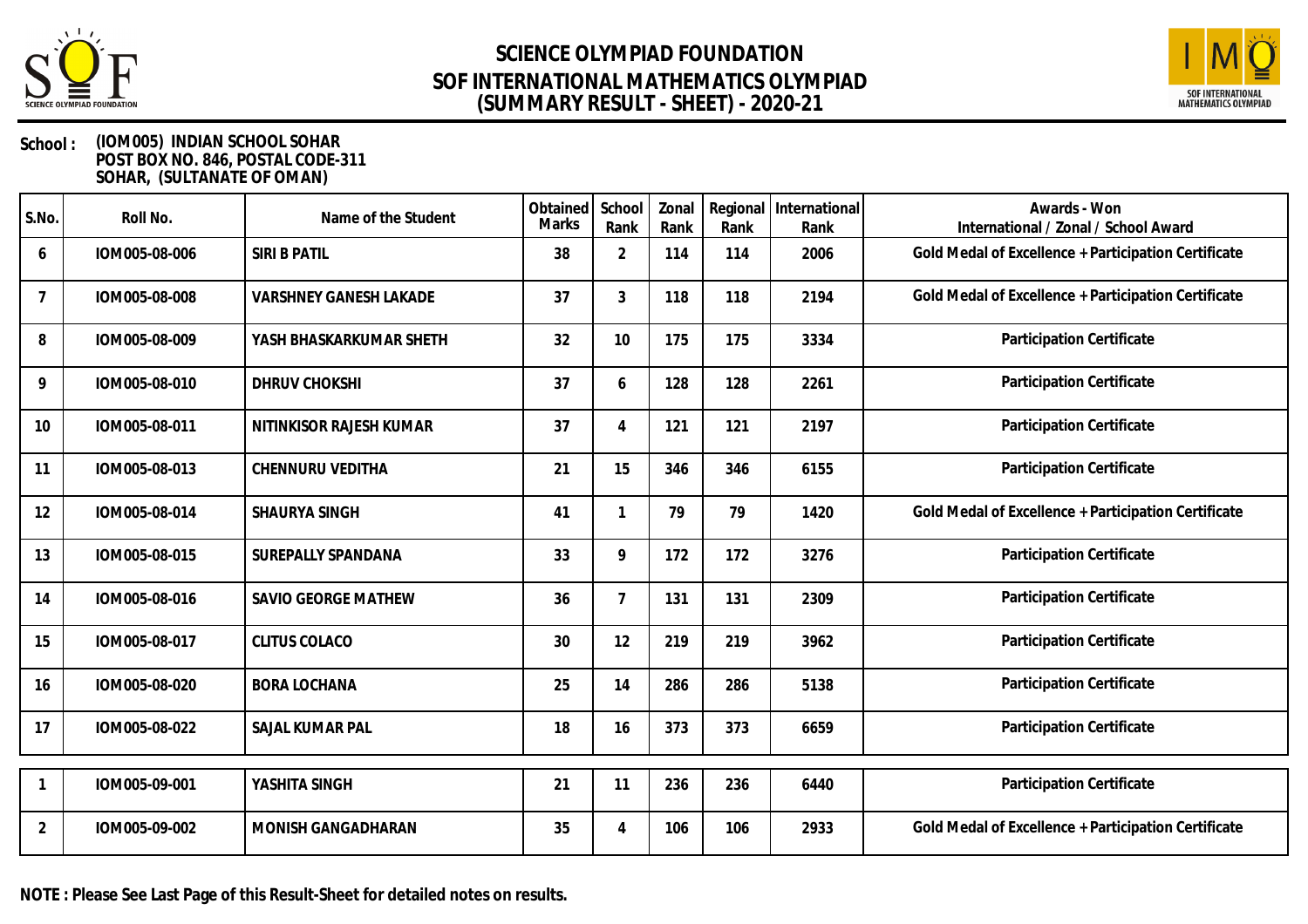# SCIENCE OLYMPIAD FOUNDATION
# SOF INTERNATIONAL MATHEMATICS OLYMPIAD
# (SUMMARY RESULT - SHEET) - 2020-21

**School :** (IOM005) INDIAN SCHOOL SOHAR
POST BOX NO. 846, POSTAL CODE-311
SOHAR, (SULTANATE OF OMAN)

| S.No. | Roll No. | Name of the Student | Obtained Marks | School Rank | Zonal Rank | Regional Rank | International Rank | Awards - Won International / Zonal / School Award |
|---|---|---|---|---|---|---|---|---|
| 6 | IOM005-08-006 | SIRI B PATIL | 38 | 2 | 114 | 114 | 2006 | Gold Medal of Excellence + Participation Certificate |
| 7 | IOM005-08-008 | VARSHNEY GANESH LAKADE | 37 | 3 | 118 | 118 | 2194 | Gold Medal of Excellence + Participation Certificate |
| 8 | IOM005-08-009 | YASH BHASKARKUMAR SHETH | 32 | 10 | 175 | 175 | 3334 | Participation Certificate |
| 9 | IOM005-08-010 | DHRUV CHOKSHI | 37 | 6 | 128 | 128 | 2261 | Participation Certificate |
| 10 | IOM005-08-011 | NITINKISOR RAJESH KUMAR | 37 | 4 | 121 | 121 | 2197 | Participation Certificate |
| 11 | IOM005-08-013 | CHENNURU VEDITHA | 21 | 15 | 346 | 346 | 6155 | Participation Certificate |
| 12 | IOM005-08-014 | SHAURYA SINGH | 41 | 1 | 79 | 79 | 1420 | Gold Medal of Excellence + Participation Certificate |
| 13 | IOM005-08-015 | SUREPALLY SPANDANA | 33 | 9 | 172 | 172 | 3276 | Participation Certificate |
| 14 | IOM005-08-016 | SAVIO GEORGE MATHEW | 36 | 7 | 131 | 131 | 2309 | Participation Certificate |
| 15 | IOM005-08-017 | CLITUS COLACO | 30 | 12 | 219 | 219 | 3962 | Participation Certificate |
| 16 | IOM005-08-020 | BORA LOCHANA | 25 | 14 | 286 | 286 | 5138 | Participation Certificate |
| 17 | IOM005-08-022 | SAJAL KUMAR PAL | 18 | 16 | 373 | 373 | 6659 | Participation Certificate |
| 1 | IOM005-09-001 | YASHITA SINGH | 21 | 11 | 236 | 236 | 6440 | Participation Certificate |
| 2 | IOM005-09-002 | MONISH GANGADHARAN | 35 | 4 | 106 | 106 | 2933 | Gold Medal of Excellence + Participation Certificate |

**NOTE : Please See Last Page of this Result-Sheet for detailed notes on results.**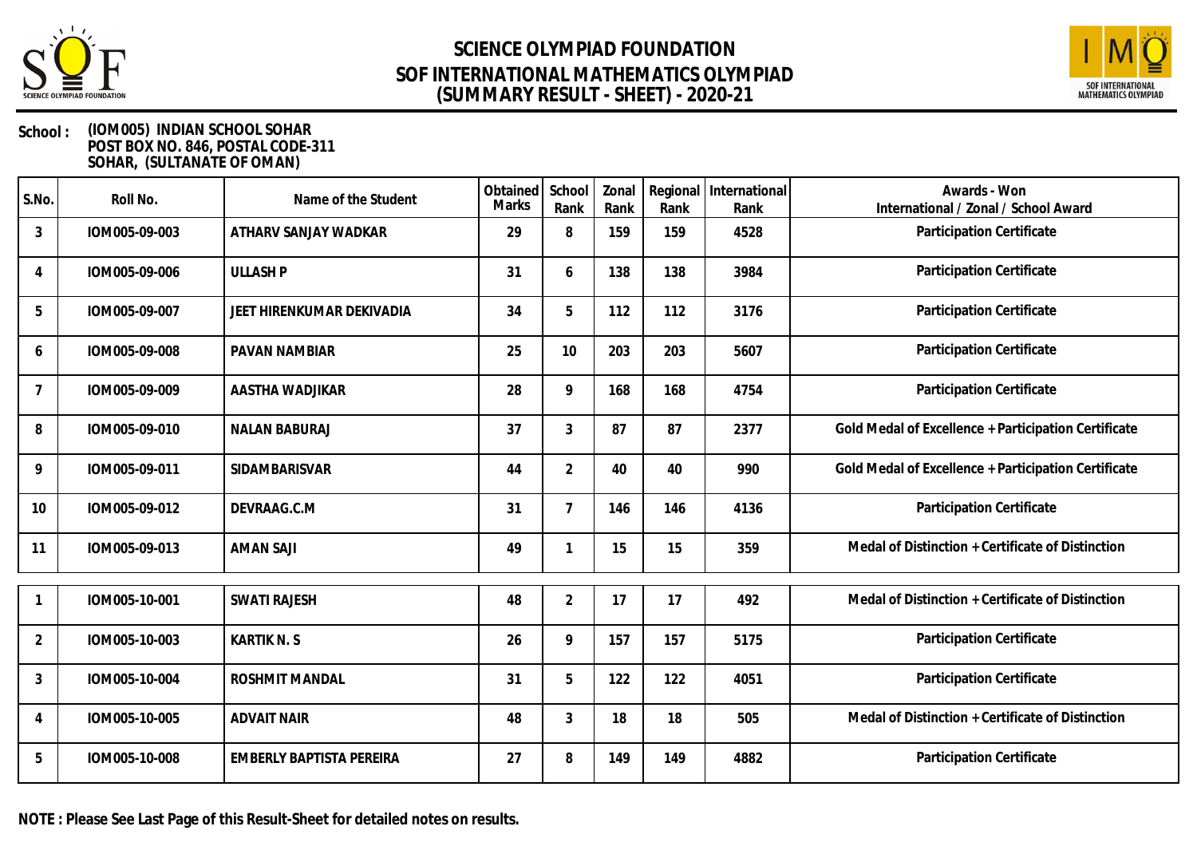# SCIENCE OLYMPIAD FOUNDATION
# SOF INTERNATIONAL MATHEMATICS OLYMPIAD
# (SUMMARY RESULT - SHEET) - 2020-21

**School :** (IOM005) INDIAN SCHOOL SOHAR
POST BOX NO. 846, POSTAL CODE-311
SOHAR, (SULTANATE OF OMAN)

| S.No. | Roll No. | Name of the Student | Obtained Marks | School Rank | Zonal Rank | Regional Rank | International Rank | Awards - Won International / Zonal / School Award |
|---|---|---|---|---|---|---|---|---|
| 3 | IOM005-09-003 | ATHARV SANJAY WADKAR | 29 | 8 | 159 | 159 | 4528 | Participation Certificate |
| 4 | IOM005-09-006 | ULLASH P | 31 | 6 | 138 | 138 | 3984 | Participation Certificate |
| 5 | IOM005-09-007 | JEET HIRENKUMAR DEKIVADIA | 34 | 5 | 112 | 112 | 3176 | Participation Certificate |
| 6 | IOM005-09-008 | PAVAN NAMBIAR | 25 | 10 | 203 | 203 | 5607 | Participation Certificate |
| 7 | IOM005-09-009 | AASTHA WADJIKAR | 28 | 9 | 168 | 168 | 4754 | Participation Certificate |
| 8 | IOM005-09-010 | NALAN BABURAJ | 37 | 3 | 87 | 87 | 2377 | Gold Medal of Excellence + Participation Certificate |
| 9 | IOM005-09-011 | SIDAMBARISVAR | 44 | 2 | 40 | 40 | 990 | Gold Medal of Excellence + Participation Certificate |
| 10 | IOM005-09-012 | DEVRAAG.C.M | 31 | 7 | 146 | 146 | 4136 | Participation Certificate |
| 11 | IOM005-09-013 | AMAN SAJI | 49 | 1 | 15 | 15 | 359 | Medal of Distinction + Certificate of Distinction |

| S.No. | Roll No. | Name of the Student | Obtained Marks | School Rank | Zonal Rank | Regional Rank | International Rank | Awards - Won International / Zonal / School Award |
|---|---|---|---|---|---|---|---|---|
| 1 | IOM005-10-001 | SWATI RAJESH | 48 | 2 | 17 | 17 | 492 | Medal of Distinction + Certificate of Distinction |
| 2 | IOM005-10-003 | KARTIK N. S | 26 | 9 | 157 | 157 | 5175 | Participation Certificate |
| 3 | IOM005-10-004 | ROSHMIT MANDAL | 31 | 5 | 122 | 122 | 4051 | Participation Certificate |
| 4 | IOM005-10-005 | ADVAIT NAIR | 48 | 3 | 18 | 18 | 505 | Medal of Distinction + Certificate of Distinction |
| 5 | IOM005-10-008 | EMBERLY BAPTISTA PEREIRA | 27 | 8 | 149 | 149 | 4882 | Participation Certificate |

**NOTE : Please See Last Page of this Result-Sheet for detailed notes on results.**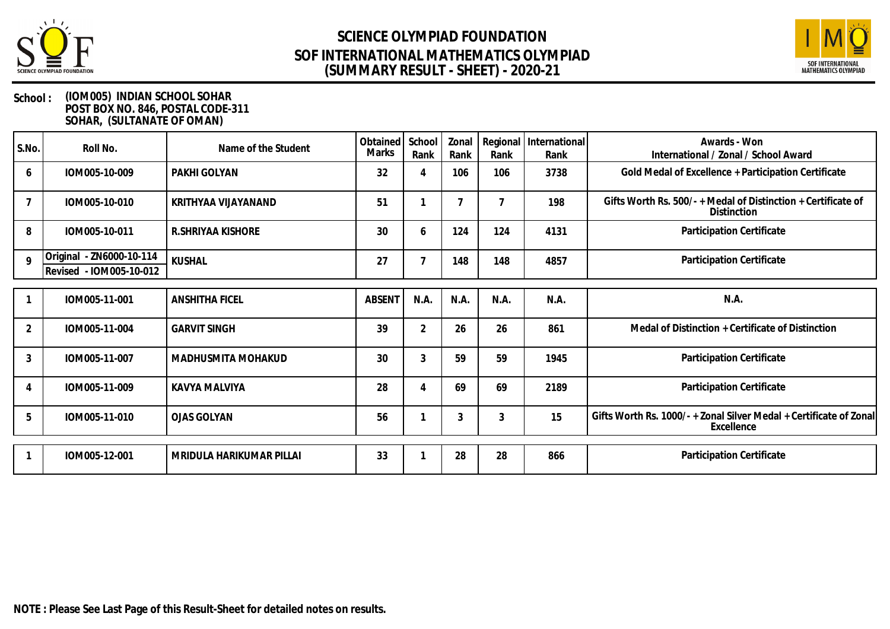# SCIENCE OLYMPIAD FOUNDATION
# SOF INTERNATIONAL MATHEMATICS OLYMPIAD
# (SUMMARY RESULT - SHEET) - 2020-21

**School :** **(IOM005) INDIAN SCHOOL SOHAR**
**POST BOX NO. 846, POSTAL CODE-311**
**SOHAR, (SULTANATE OF OMAN)**

| S.No. | Roll No. | Name of the Student | Obtained Marks | School Rank | Zonal Rank | Regional Rank | International Rank | Awards - Won International / Zonal / School Award |
|---|---|---|---|---|---|---|---|---|
| 6 | IOM005-10-009 | PAKHI GOLYAN | 32 | 4 | 106 | 106 | 3738 | Gold Medal of Excellence + Participation Certificate |
| 7 | IOM005-10-010 | KRITHYAA VIJAYANAND | 51 | 1 | 7 | 7 | 198 | Gifts Worth Rs. 500/- + Medal of Distinction + Certificate of Distinction |
| 8 | IOM005-10-011 | R.SHRIYAA KISHORE | 30 | 6 | 124 | 124 | 4131 | Participation Certificate |
| 9 | Original - ZN6000-10-114 Revised - IOM005-10-012 | KUSHAL | 27 | 7 | 148 | 148 | 4857 | Participation Certificate |
| 1 | IOM005-11-001 | ANSHITHA FICEL | ABSENT | N.A. | N.A. | N.A. | N.A. | N.A. |
| 2 | IOM005-11-004 | GARVIT SINGH | 39 | 2 | 26 | 26 | 861 | Medal of Distinction + Certificate of Distinction |
| 3 | IOM005-11-007 | MADHUSMITA MOHAKUD | 30 | 3 | 59 | 59 | 1945 | Participation Certificate |
| 4 | IOM005-11-009 | KAVYA MALVIYA | 28 | 4 | 69 | 69 | 2189 | Participation Certificate |
| 5 | IOM005-11-010 | OJAS GOLYAN | 56 | 1 | 3 | 3 | 15 | Gifts Worth Rs. 1000/- + Zonal Silver Medal + Certificate of Zonal Excellence |
| 1 | IOM005-12-001 | MRIDULA HARIKUMAR PILLAI | 33 | 1 | 28 | 28 | 866 | Participation Certificate |

**NOTE : Please See Last Page of this Result-Sheet for detailed notes on results.**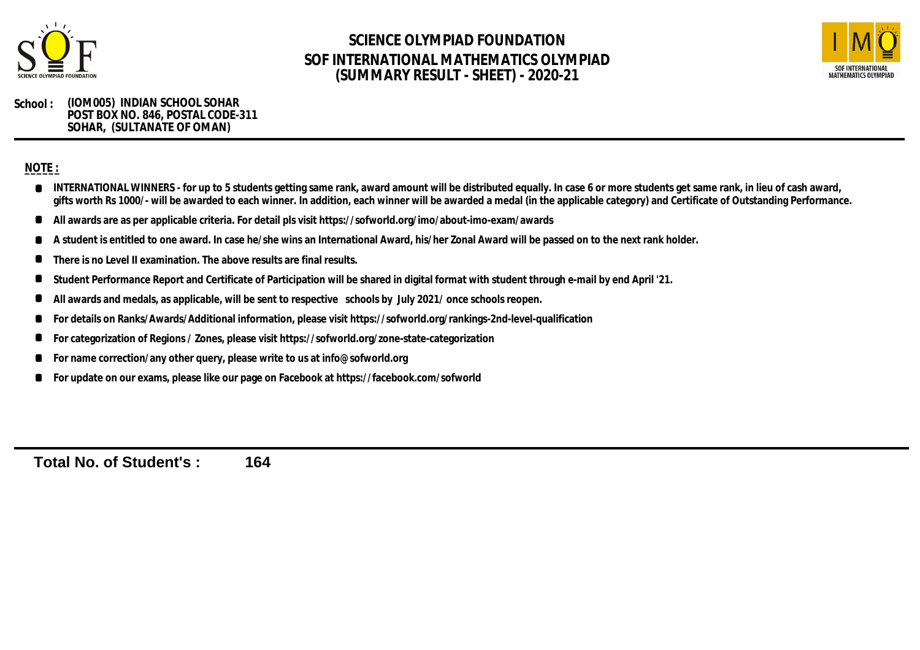# SCIENCE OLYMPIAD FOUNDATION
## SOF INTERNATIONAL MATHEMATICS OLYMPIAD
## (SUMMARY RESULT - SHEET) - 2020-21

**School :** (IOM005) INDIAN SCHOOL SOHAR
POST BOX NO. 846, POSTAL CODE-311
SOHAR, (SULTANATE OF OMAN)

**NOTE :**

- INTERNATIONAL WINNERS - for up to 5 students getting same rank, award amount will be distributed equally. In case 6 or more students get same rank, in lieu of cash award, gifts worth Rs 1000/- will be awarded to each winner. In addition, each winner will be awarded a medal (in the applicable category) and Certificate of Outstanding Performance.
- All awards are as per applicable criteria. For detail pls visit https://sofworld.org/imo/about-imo-exam/awards
- A student is entitled to one award. In case he/she wins an International Award, his/her Zonal Award will be passed on to the next rank holder.
- There is no Level II examination. The above results are final results.
- Student Performance Report and Certificate of Participation will be shared in digital format with student through e-mail by end April '21.
- All awards and medals, as applicable, will be sent to respective schools by July 2021/ once schools reopen.
- For details on Ranks/Awards/Additional information, please visit https://sofworld.org/rankings-2nd-level-qualification
- For categorization of Regions / Zones, please visit https://sofworld.org/zone-state-categorization
- For name correction/any other query, please write to us at info@sofworld.org
- For update on our exams, please like our page on Facebook at https://facebook.com/sofworld

**Total No. of Student's : 164**